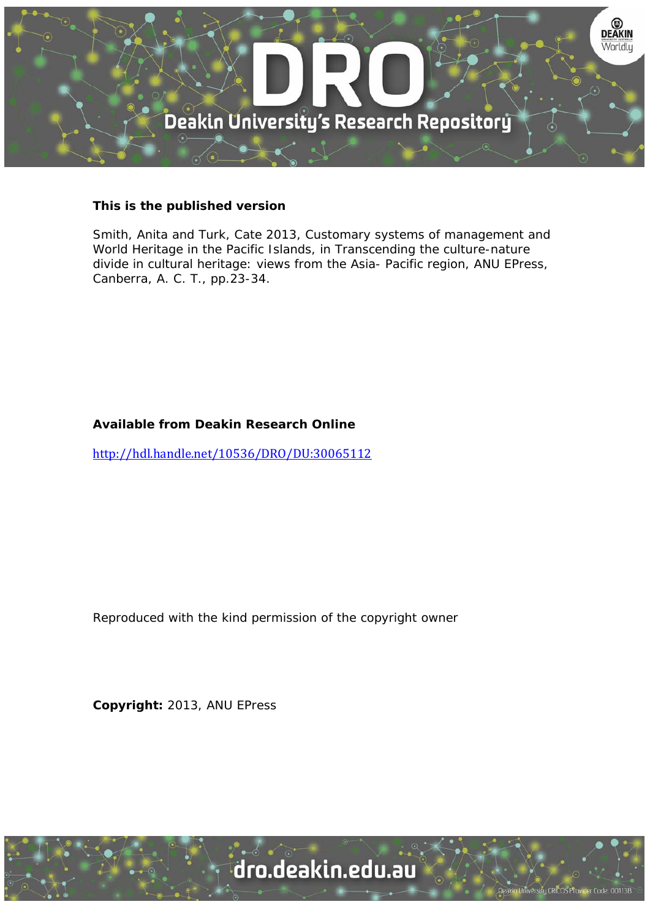**This is the published version**

Smith, Anita and Turk, Cate 2013, Customary systems of management and World Heritage in the Pacific Islands, in Transcending the culture-nature divide in cultural heritage: views from the Asia- Pacific region, ANU EPress, Canberra, A. C. T., pp.23-34.

**Available from Deakin Research Online**

http://hdl.handle.net/10536/DRO/DU:30065112

Reproduced with the kind permission of the copyright owner

**Copyright:** 2013, ANU EPress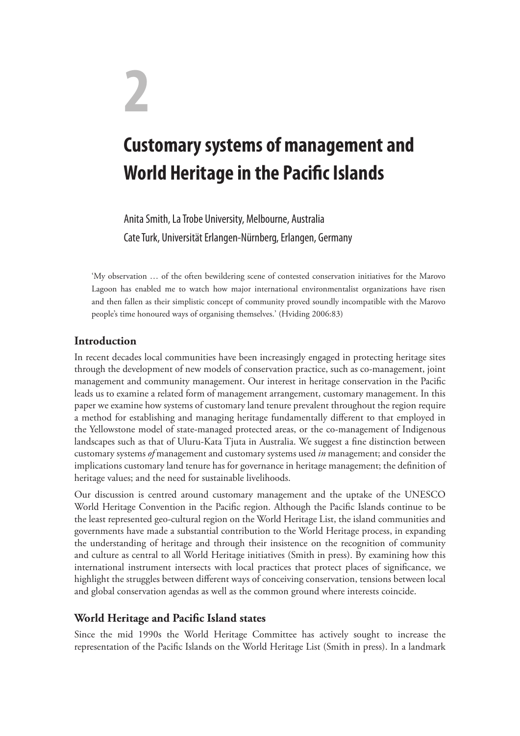# 2

# Customary systems of management and World Heritage in the Pacific Islands

Anita Smith, La Trobe University, Melbourne, Australia

Cate Turk, Universität Erlangen-Nürnberg, Erlangen, Germany

> 'My observation … of the often bewildering scene of contested conservation initiatives for the Marovo Lagoon has enabled me to watch how major international environmentalist organizations have risen and then fallen as their simplistic concept of community proved soundly incompatible with the Marovo people's time honoured ways of organising themselves.' (Hviding 2006:83)

## Introduction

In recent decades local communities have been increasingly engaged in protecting heritage sites through the development of new models of conservation practice, such as co-management, joint management and community management. Our interest in heritage conservation in the Pacific leads us to examine a related form of management arrangement, customary management. In this paper we examine how systems of customary land tenure prevalent throughout the region require a method for establishing and managing heritage fundamentally different to that employed in the Yellowstone model of state-managed protected areas, or the co-management of Indigenous landscapes such as that of Uluru-Kata Tjuta in Australia. We suggest a fine distinction between customary systems *of* management and customary systems used *in* management; and consider the implications customary land tenure has for governance in heritage management; the definition of heritage values; and the need for sustainable livelihoods.

Our discussion is centred around customary management and the uptake of the UNESCO World Heritage Convention in the Pacific region. Although the Pacific Islands continue to be the least represented geo-cultural region on the World Heritage List, the island communities and governments have made a substantial contribution to the World Heritage process, in expanding the understanding of heritage and through their insistence on the recognition of community and culture as central to all World Heritage initiatives (Smith in press). By examining how this international instrument intersects with local practices that protect places of significance, we highlight the struggles between different ways of conceiving conservation, tensions between local and global conservation agendas as well as the common ground where interests coincide.

## World Heritage and Pacific Island states

Since the mid 1990s the World Heritage Committee has actively sought to increase the representation of the Pacific Islands on the World Heritage List (Smith in press). In a landmark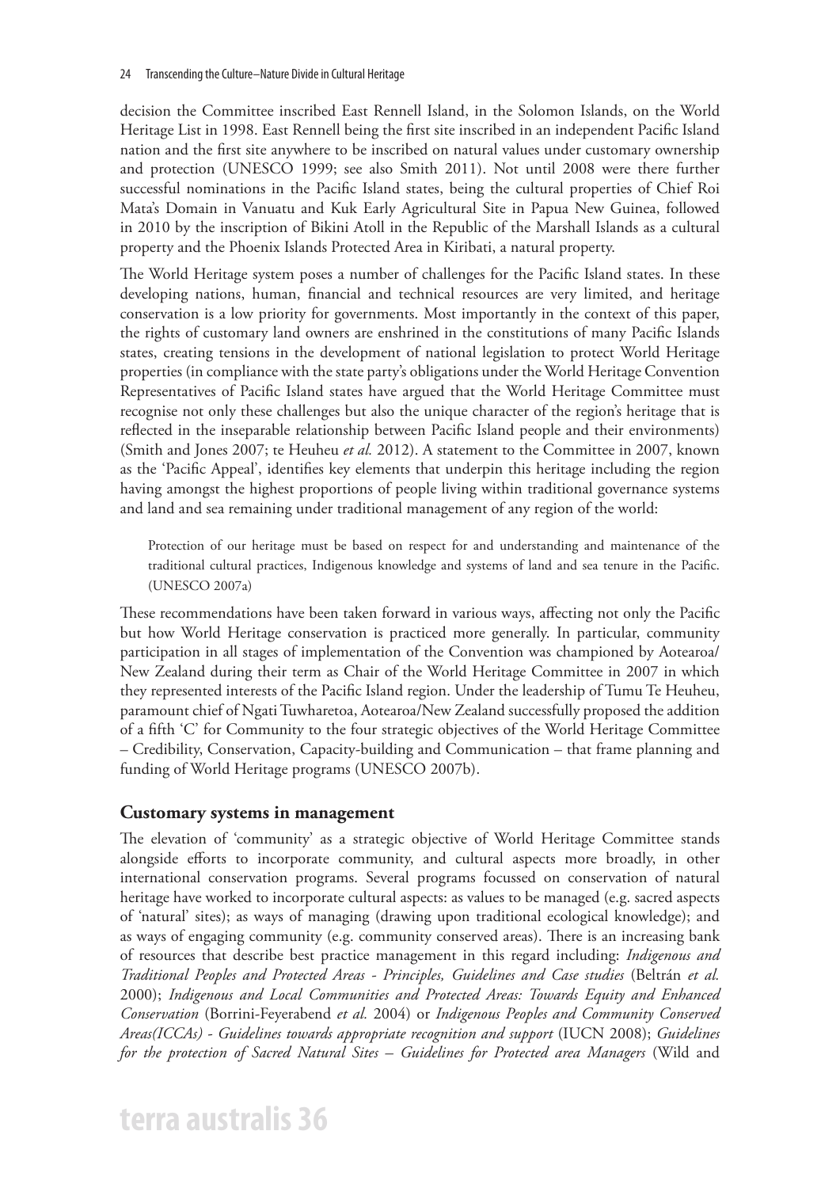decision the Committee inscribed East Rennell Island, in the Solomon Islands, on the World Heritage List in 1998. East Rennell being the first site inscribed in an independent Pacific Island nation and the first site anywhere to be inscribed on natural values under customary ownership and protection (UNESCO 1999; see also Smith 2011). Not until 2008 were there further successful nominations in the Pacific Island states, being the cultural properties of Chief Roi Mata's Domain in Vanuatu and Kuk Early Agricultural Site in Papua New Guinea, followed in 2010 by the inscription of Bikini Atoll in the Republic of the Marshall Islands as a cultural property and the Phoenix Islands Protected Area in Kiribati, a natural property.

The World Heritage system poses a number of challenges for the Pacific Island states. In these developing nations, human, financial and technical resources are very limited, and heritage conservation is a low priority for governments. Most importantly in the context of this paper, the rights of customary land owners are enshrined in the constitutions of many Pacific Islands states, creating tensions in the development of national legislation to protect World Heritage properties (in compliance with the state party's obligations under the World Heritage Convention Representatives of Pacific Island states have argued that the World Heritage Committee must recognise not only these challenges but also the unique character of the region's heritage that is reflected in the inseparable relationship between Pacific Island people and their environments) (Smith and Jones 2007; te Heuheu *et al.* 2012). A statement to the Committee in 2007, known as the 'Pacific Appeal', identifies key elements that underpin this heritage including the region having amongst the highest proportions of people living within traditional governance systems and land and sea remaining under traditional management of any region of the world:

> Protection of our heritage must be based on respect for and understanding and maintenance of the traditional cultural practices, Indigenous knowledge and systems of land and sea tenure in the Pacific. (UNESCO 2007a)

These recommendations have been taken forward in various ways, affecting not only the Pacific but how World Heritage conservation is practiced more generally. In particular, community participation in all stages of implementation of the Convention was championed by Aotearoa/New Zealand during their term as Chair of the World Heritage Committee in 2007 in which they represented interests of the Pacific Island region. Under the leadership of Tumu Te Heuheu, paramount chief of Ngati Tuwharetoa, Aotearoa/New Zealand successfully proposed the addition of a fifth 'C' for Community to the four strategic objectives of the World Heritage Committee – Credibility, Conservation, Capacity-building and Communication – that frame planning and funding of World Heritage programs (UNESCO 2007b).

## Customary systems in management

The elevation of 'community' as a strategic objective of World Heritage Committee stands alongside efforts to incorporate community, and cultural aspects more broadly, in other international conservation programs. Several programs focussed on conservation of natural heritage have worked to incorporate cultural aspects: as values to be managed (e.g. sacred aspects of 'natural' sites); as ways of managing (drawing upon traditional ecological knowledge); and as ways of engaging community (e.g. community conserved areas). There is an increasing bank of resources that describe best practice management in this regard including: *Indigenous and Traditional Peoples and Protected Areas - Principles, Guidelines and Case studies* (Beltrán *et al.* 2000); *Indigenous and Local Communities and Protected Areas: Towards Equity and Enhanced Conservation* (Borrini-Feyerabend *et al.* 2004) or *Indigenous Peoples and Community Conserved Areas(ICCAs) - Guidelines towards appropriate recognition and support* (IUCN 2008); *Guidelines for the protection of Sacred Natural Sites – Guidelines for Protected area Managers* (Wild and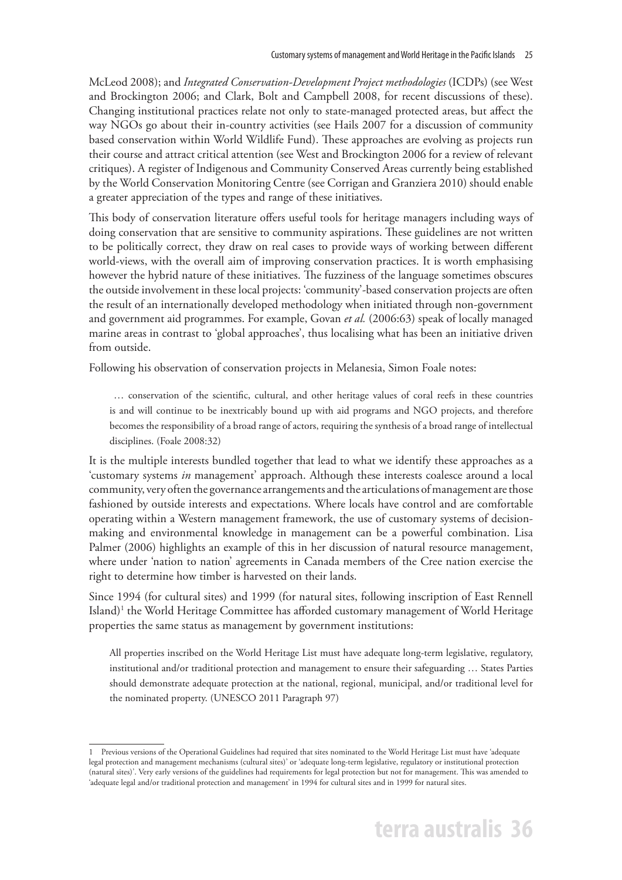McLeod 2008); and *Integrated Conservation-Development Project methodologies* (ICDPs) (see West and Brockington 2006; and Clark, Bolt and Campbell 2008, for recent discussions of these). Changing institutional practices relate not only to state-managed protected areas, but affect the way NGOs go about their in-country activities (see Hails 2007 for a discussion of community based conservation within World Wildlife Fund). These approaches are evolving as projects run their course and attract critical attention (see West and Brockington 2006 for a review of relevant critiques). A register of Indigenous and Community Conserved Areas currently being established by the World Conservation Monitoring Centre (see Corrigan and Granziera 2010) should enable a greater appreciation of the types and range of these initiatives.

This body of conservation literature offers useful tools for heritage managers including ways of doing conservation that are sensitive to community aspirations. These guidelines are not written to be politically correct, they draw on real cases to provide ways of working between different world-views, with the overall aim of improving conservation practices. It is worth emphasising however the hybrid nature of these initiatives. The fuzziness of the language sometimes obscures the outside involvement in these local projects: 'community'-based conservation projects are often the result of an internationally developed methodology when initiated through non-government and government aid programmes. For example, Govan *et al.* (2006:63) speak of locally managed marine areas in contrast to 'global approaches', thus localising what has been an initiative driven from outside.

Following his observation of conservation projects in Melanesia, Simon Foale notes:

> … conservation of the scientific, cultural, and other heritage values of coral reefs in these countries is and will continue to be inextricably bound up with aid programs and NGO projects, and therefore becomes the responsibility of a broad range of actors, requiring the synthesis of a broad range of intellectual disciplines. (Foale 2008:32)

It is the multiple interests bundled together that lead to what we identify these approaches as a 'customary systems *in* management' approach. Although these interests coalesce around a local community, very often the governance arrangements and the articulations of management are those fashioned by outside interests and expectations. Where locals have control and are comfortable operating within a Western management framework, the use of customary systems of decision-making and environmental knowledge in management can be a powerful combination. Lisa Palmer (2006) highlights an example of this in her discussion of natural resource management, where under 'nation to nation' agreements in Canada members of the Cree nation exercise the right to determine how timber is harvested on their lands.

Since 1994 (for cultural sites) and 1999 (for natural sites, following inscription of East Rennell Island)[1] the World Heritage Committee has afforded customary management of World Heritage properties the same status as management by government institutions:

> All properties inscribed on the World Heritage List must have adequate long-term legislative, regulatory, institutional and/or traditional protection and management to ensure their safeguarding … States Parties should demonstrate adequate protection at the national, regional, municipal, and/or traditional level for the nominated property. (UNESCO 2011 Paragraph 97)

---

1 Previous versions of the Operational Guidelines had required that sites nominated to the World Heritage List must have 'adequate legal protection and management mechanisms (cultural sites)' or 'adequate long-term legislative, regulatory or institutional protection (natural sites)'. Very early versions of the guidelines had requirements for legal protection but not for management. This was amended to 'adequate legal and/or traditional protection and management' in 1994 for cultural sites and in 1999 for natural sites.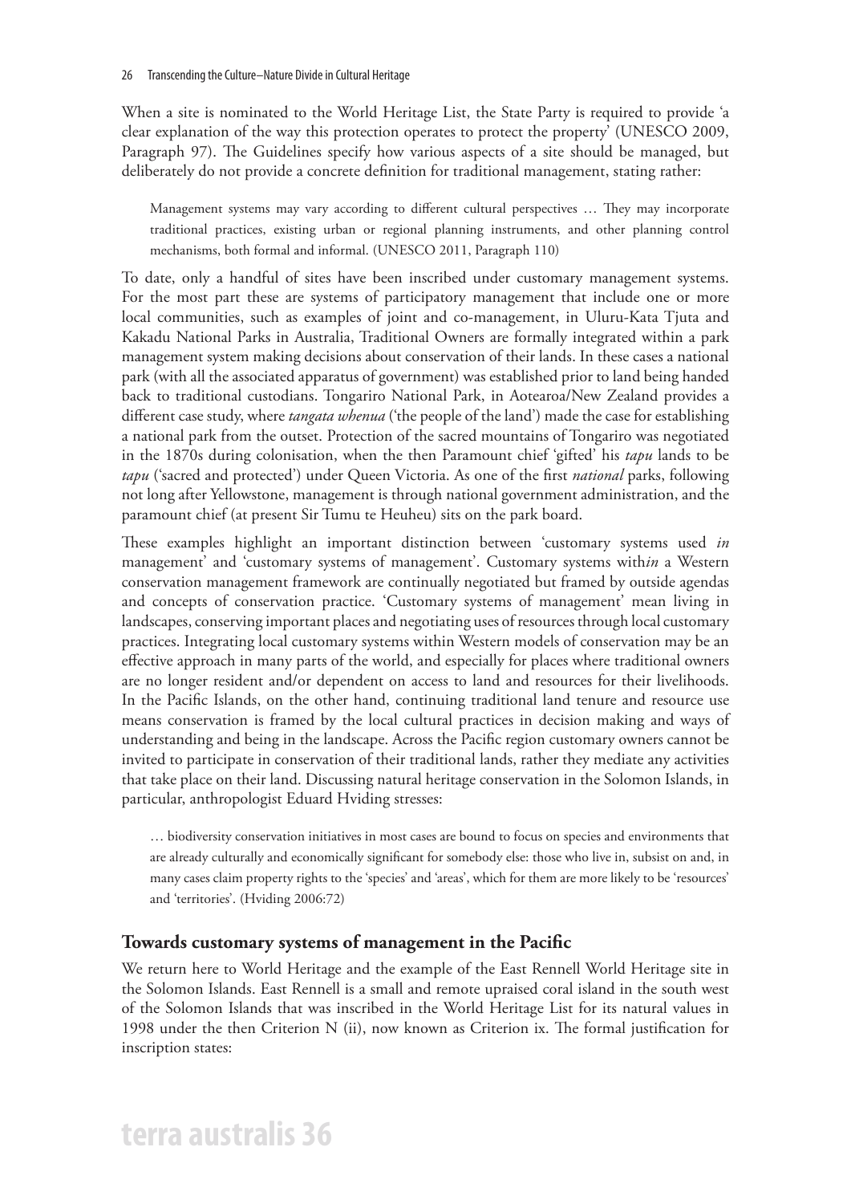When a site is nominated to the World Heritage List, the State Party is required to provide 'a clear explanation of the way this protection operates to protect the property' (UNESCO 2009, Paragraph 97). The Guidelines specify how various aspects of a site should be managed, but deliberately do not provide a concrete definition for traditional management, stating rather:

> Management systems may vary according to different cultural perspectives … They may incorporate traditional practices, existing urban or regional planning instruments, and other planning control mechanisms, both formal and informal. (UNESCO 2011, Paragraph 110)

To date, only a handful of sites have been inscribed under customary management systems. For the most part these are systems of participatory management that include one or more local communities, such as examples of joint and co-management, in Uluru-Kata Tjuta and Kakadu National Parks in Australia, Traditional Owners are formally integrated within a park management system making decisions about conservation of their lands. In these cases a national park (with all the associated apparatus of government) was established prior to land being handed back to traditional custodians. Tongariro National Park, in Aotearoa/New Zealand provides a different case study, where *tangata whenua* ('the people of the land') made the case for establishing a national park from the outset. Protection of the sacred mountains of Tongariro was negotiated in the 1870s during colonisation, when the then Paramount chief 'gifted' his *tapu* lands to be *tapu* ('sacred and protected') under Queen Victoria. As one of the first *national* parks, following not long after Yellowstone, management is through national government administration, and the paramount chief (at present Sir Tumu te Heuheu) sits on the park board.

These examples highlight an important distinction between 'customary systems used *in* management' and 'customary systems of management'. Customary systems with*in* a Western conservation management framework are continually negotiated but framed by outside agendas and concepts of conservation practice. 'Customary systems of management' mean living in landscapes, conserving important places and negotiating uses of resources through local customary practices. Integrating local customary systems within Western models of conservation may be an effective approach in many parts of the world, and especially for places where traditional owners are no longer resident and/or dependent on access to land and resources for their livelihoods. In the Pacific Islands, on the other hand, continuing traditional land tenure and resource use means conservation is framed by the local cultural practices in decision making and ways of understanding and being in the landscape. Across the Pacific region customary owners cannot be invited to participate in conservation of their traditional lands, rather they mediate any activities that take place on their land. Discussing natural heritage conservation in the Solomon Islands, in particular, anthropologist Eduard Hviding stresses:

> … biodiversity conservation initiatives in most cases are bound to focus on species and environments that are already culturally and economically significant for somebody else: those who live in, subsist on and, in many cases claim property rights to the 'species' and 'areas', which for them are more likely to be 'resources' and 'territories'. (Hviding 2006:72)

## Towards customary systems of management in the Pacific

We return here to World Heritage and the example of the East Rennell World Heritage site in the Solomon Islands. East Rennell is a small and remote upraised coral island in the south west of the Solomon Islands that was inscribed in the World Heritage List for its natural values in 1998 under the then Criterion N (ii), now known as Criterion ix. The formal justification for inscription states: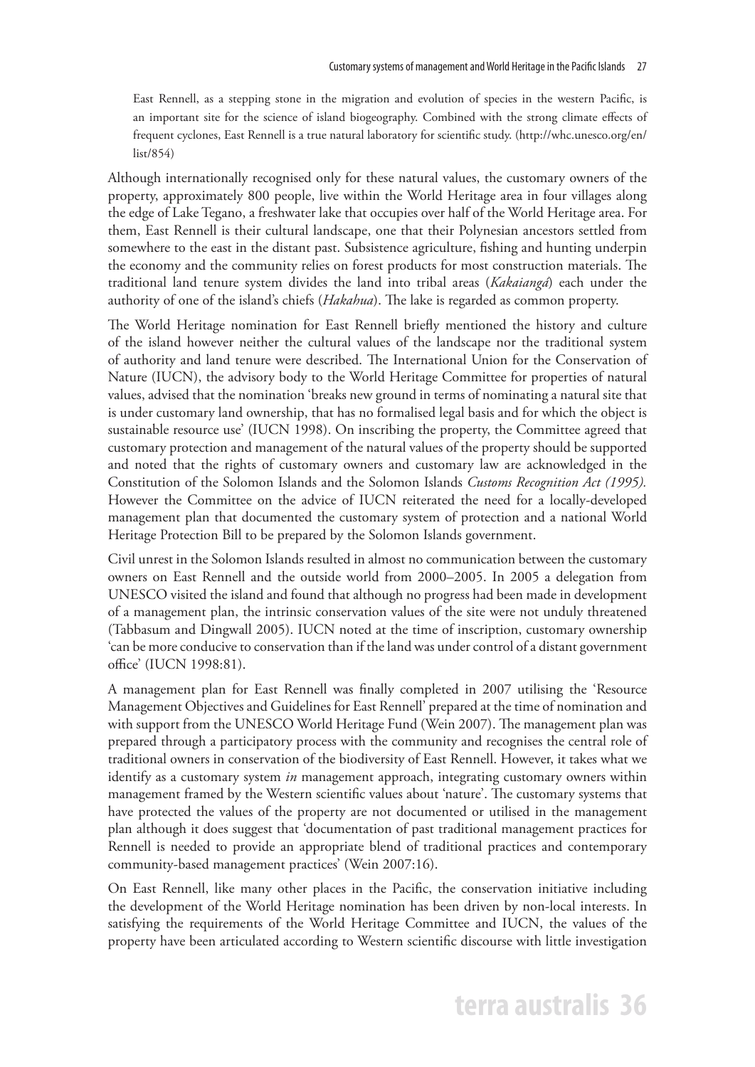> East Rennell, as a stepping stone in the migration and evolution of species in the western Pacific, is an important site for the science of island biogeography. Combined with the strong climate effects of frequent cyclones, East Rennell is a true natural laboratory for scientific study. (http://whc.unesco.org/en/list/854)

Although internationally recognised only for these natural values, the customary owners of the property, approximately 800 people, live within the World Heritage area in four villages along the edge of Lake Tegano, a freshwater lake that occupies over half of the World Heritage area. For them, East Rennell is their cultural landscape, one that their Polynesian ancestors settled from somewhere to the east in the distant past. Subsistence agriculture, fishing and hunting underpin the economy and the community relies on forest products for most construction materials. The traditional land tenure system divides the land into tribal areas (*Kakaiangā*) each under the authority of one of the island's chiefs (*Hakahua*). The lake is regarded as common property.

The World Heritage nomination for East Rennell briefly mentioned the history and culture of the island however neither the cultural values of the landscape nor the traditional system of authority and land tenure were described. The International Union for the Conservation of Nature (IUCN), the advisory body to the World Heritage Committee for properties of natural values, advised that the nomination 'breaks new ground in terms of nominating a natural site that is under customary land ownership, that has no formalised legal basis and for which the object is sustainable resource use' (IUCN 1998). On inscribing the property, the Committee agreed that customary protection and management of the natural values of the property should be supported and noted that the rights of customary owners and customary law are acknowledged in the Constitution of the Solomon Islands and the Solomon Islands *Customs Recognition Act (1995).* However the Committee on the advice of IUCN reiterated the need for a locally-developed management plan that documented the customary system of protection and a national World Heritage Protection Bill to be prepared by the Solomon Islands government.

Civil unrest in the Solomon Islands resulted in almost no communication between the customary owners on East Rennell and the outside world from 2000–2005. In 2005 a delegation from UNESCO visited the island and found that although no progress had been made in development of a management plan, the intrinsic conservation values of the site were not unduly threatened (Tabbasum and Dingwall 2005). IUCN noted at the time of inscription, customary ownership 'can be more conducive to conservation than if the land was under control of a distant government office' (IUCN 1998:81).

A management plan for East Rennell was finally completed in 2007 utilising the 'Resource Management Objectives and Guidelines for East Rennell' prepared at the time of nomination and with support from the UNESCO World Heritage Fund (Wein 2007). The management plan was prepared through a participatory process with the community and recognises the central role of traditional owners in conservation of the biodiversity of East Rennell. However, it takes what we identify as a customary system *in* management approach, integrating customary owners within management framed by the Western scientific values about 'nature'. The customary systems that have protected the values of the property are not documented or utilised in the management plan although it does suggest that 'documentation of past traditional management practices for Rennell is needed to provide an appropriate blend of traditional practices and contemporary community-based management practices' (Wein 2007:16).

On East Rennell, like many other places in the Pacific, the conservation initiative including the development of the World Heritage nomination has been driven by non-local interests. In satisfying the requirements of the World Heritage Committee and IUCN, the values of the property have been articulated according to Western scientific discourse with little investigation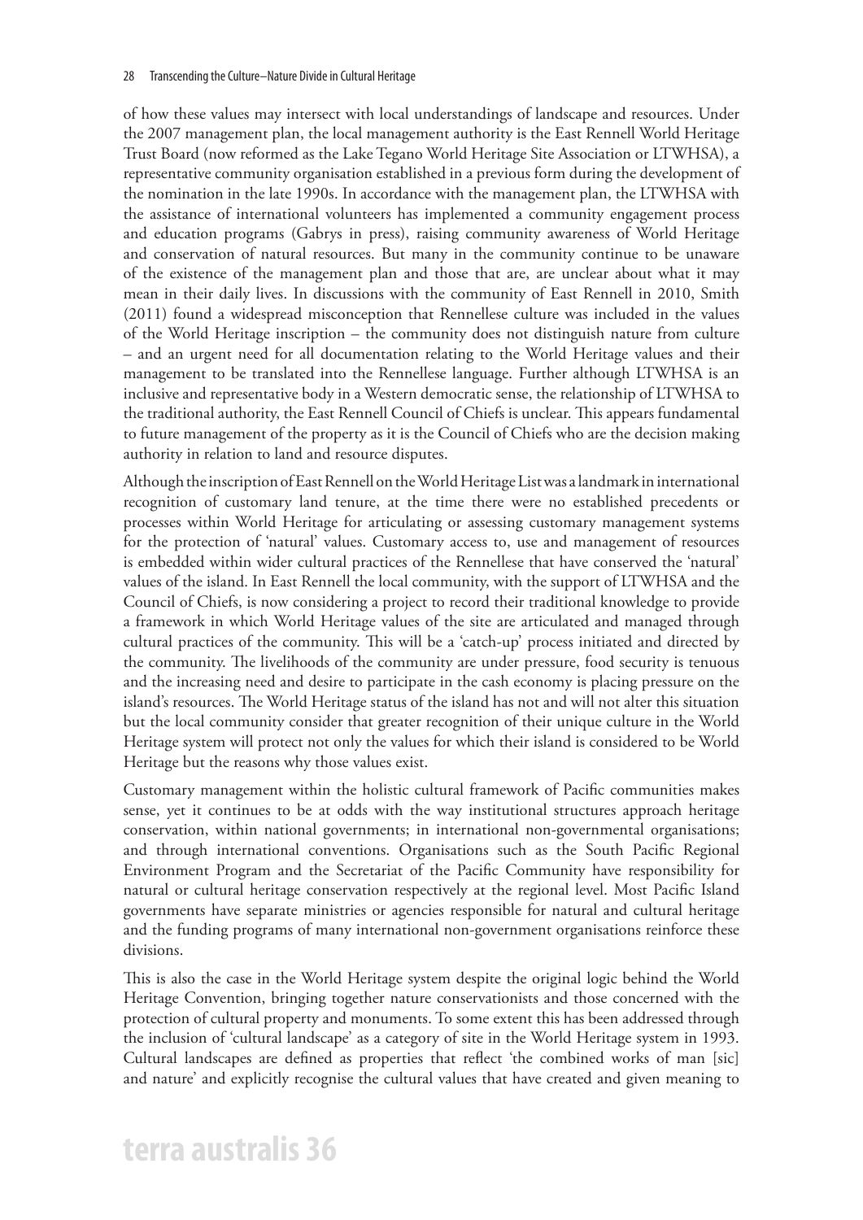of how these values may intersect with local understandings of landscape and resources. Under the 2007 management plan, the local management authority is the East Rennell World Heritage Trust Board (now reformed as the Lake Tegano World Heritage Site Association or LTWHSA), a representative community organisation established in a previous form during the development of the nomination in the late 1990s. In accordance with the management plan, the LTWHSA with the assistance of international volunteers has implemented a community engagement process and education programs (Gabrys in press), raising community awareness of World Heritage and conservation of natural resources. But many in the community continue to be unaware of the existence of the management plan and those that are, are unclear about what it may mean in their daily lives. In discussions with the community of East Rennell in 2010, Smith (2011) found a widespread misconception that Rennellese culture was included in the values of the World Heritage inscription – the community does not distinguish nature from culture – and an urgent need for all documentation relating to the World Heritage values and their management to be translated into the Rennellese language. Further although LTWHSA is an inclusive and representative body in a Western democratic sense, the relationship of LTWHSA to the traditional authority, the East Rennell Council of Chiefs is unclear. This appears fundamental to future management of the property as it is the Council of Chiefs who are the decision making authority in relation to land and resource disputes.

Although the inscription of East Rennell on the World Heritage List was a landmark in international recognition of customary land tenure, at the time there were no established precedents or processes within World Heritage for articulating or assessing customary management systems for the protection of 'natural' values. Customary access to, use and management of resources is embedded within wider cultural practices of the Rennellese that have conserved the 'natural' values of the island. In East Rennell the local community, with the support of LTWHSA and the Council of Chiefs, is now considering a project to record their traditional knowledge to provide a framework in which World Heritage values of the site are articulated and managed through cultural practices of the community. This will be a 'catch-up' process initiated and directed by the community. The livelihoods of the community are under pressure, food security is tenuous and the increasing need and desire to participate in the cash economy is placing pressure on the island's resources. The World Heritage status of the island has not and will not alter this situation but the local community consider that greater recognition of their unique culture in the World Heritage system will protect not only the values for which their island is considered to be World Heritage but the reasons why those values exist.

Customary management within the holistic cultural framework of Pacific communities makes sense, yet it continues to be at odds with the way institutional structures approach heritage conservation, within national governments; in international non-governmental organisations; and through international conventions. Organisations such as the South Pacific Regional Environment Program and the Secretariat of the Pacific Community have responsibility for natural or cultural heritage conservation respectively at the regional level. Most Pacific Island governments have separate ministries or agencies responsible for natural and cultural heritage and the funding programs of many international non-government organisations reinforce these divisions.

This is also the case in the World Heritage system despite the original logic behind the World Heritage Convention, bringing together nature conservationists and those concerned with the protection of cultural property and monuments. To some extent this has been addressed through the inclusion of 'cultural landscape' as a category of site in the World Heritage system in 1993. Cultural landscapes are defined as properties that reflect 'the combined works of man [sic] and nature' and explicitly recognise the cultural values that have created and given meaning to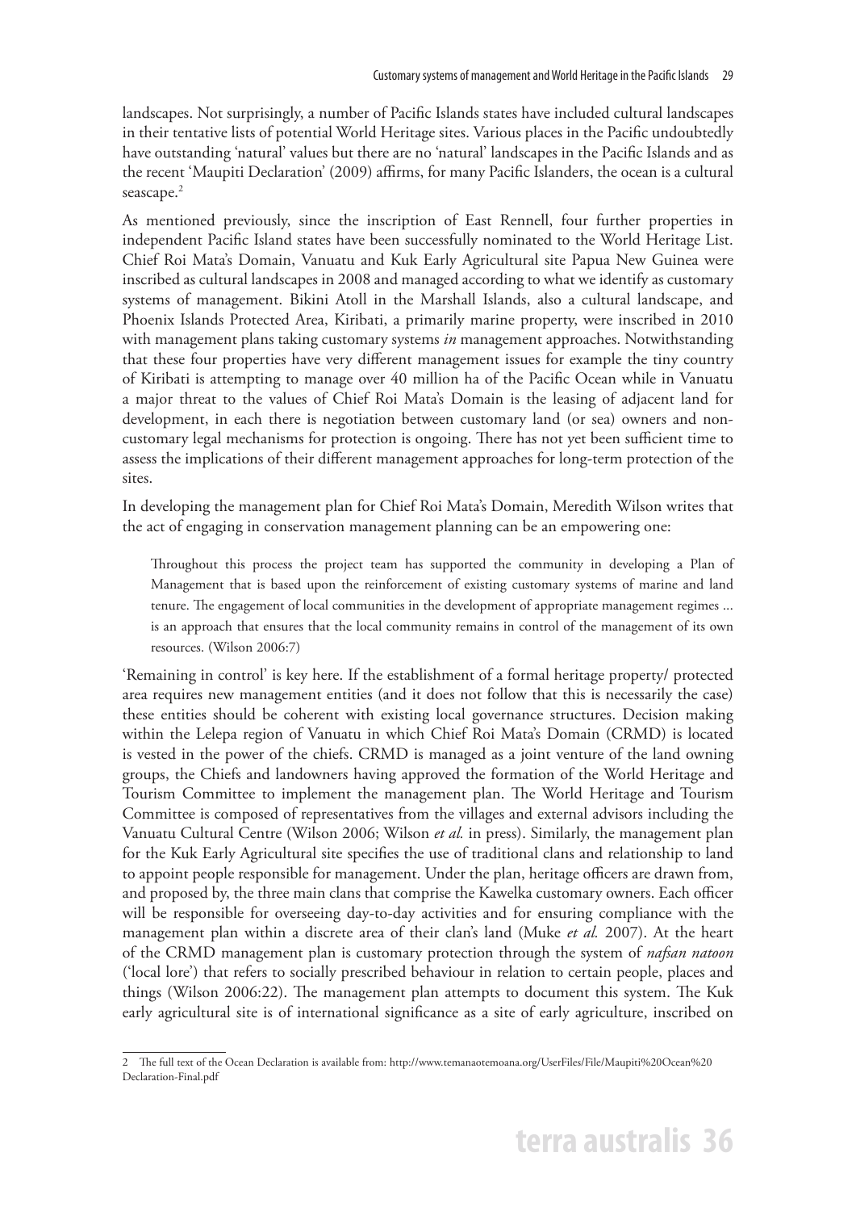landscapes. Not surprisingly, a number of Pacific Islands states have included cultural landscapes in their tentative lists of potential World Heritage sites. Various places in the Pacific undoubtedly have outstanding 'natural' values but there are no 'natural' landscapes in the Pacific Islands and as the recent 'Maupiti Declaration' (2009) affirms, for many Pacific Islanders, the ocean is a cultural seascape.[2]

As mentioned previously, since the inscription of East Rennell, four further properties in independent Pacific Island states have been successfully nominated to the World Heritage List. Chief Roi Mata's Domain, Vanuatu and Kuk Early Agricultural site Papua New Guinea were inscribed as cultural landscapes in 2008 and managed according to what we identify as customary systems of management. Bikini Atoll in the Marshall Islands, also a cultural landscape, and Phoenix Islands Protected Area, Kiribati, a primarily marine property, were inscribed in 2010 with management plans taking customary systems *in* management approaches. Notwithstanding that these four properties have very different management issues for example the tiny country of Kiribati is attempting to manage over 40 million ha of the Pacific Ocean while in Vanuatu a major threat to the values of Chief Roi Mata's Domain is the leasing of adjacent land for development, in each there is negotiation between customary land (or sea) owners and non-customary legal mechanisms for protection is ongoing. There has not yet been sufficient time to assess the implications of their different management approaches for long-term protection of the sites.

In developing the management plan for Chief Roi Mata's Domain, Meredith Wilson writes that the act of engaging in conservation management planning can be an empowering one:

> Throughout this process the project team has supported the community in developing a Plan of Management that is based upon the reinforcement of existing customary systems of marine and land tenure. The engagement of local communities in the development of appropriate management regimes ... is an approach that ensures that the local community remains in control of the management of its own resources. (Wilson 2006:7)

'Remaining in control' is key here. If the establishment of a formal heritage property/ protected area requires new management entities (and it does not follow that this is necessarily the case) these entities should be coherent with existing local governance structures. Decision making within the Lelepa region of Vanuatu in which Chief Roi Mata's Domain (CRMD) is located is vested in the power of the chiefs. CRMD is managed as a joint venture of the land owning groups, the Chiefs and landowners having approved the formation of the World Heritage and Tourism Committee to implement the management plan. The World Heritage and Tourism Committee is composed of representatives from the villages and external advisors including the Vanuatu Cultural Centre (Wilson 2006; Wilson *et al.* in press). Similarly, the management plan for the Kuk Early Agricultural site specifies the use of traditional clans and relationship to land to appoint people responsible for management. Under the plan, heritage officers are drawn from, and proposed by, the three main clans that comprise the Kawelka customary owners. Each officer will be responsible for overseeing day-to-day activities and for ensuring compliance with the management plan within a discrete area of their clan's land (Muke *et al.* 2007). At the heart of the CRMD management plan is customary protection through the system of *nafsan natoon* ('local lore') that refers to socially prescribed behaviour in relation to certain people, places and things (Wilson 2006:22). The management plan attempts to document this system. The Kuk early agricultural site is of international significance as a site of early agriculture, inscribed on

---

2 The full text of the Ocean Declaration is available from: http://www.temanaotemoana.org/UserFiles/File/Maupiti%20Ocean%20Declaration-Final.pdf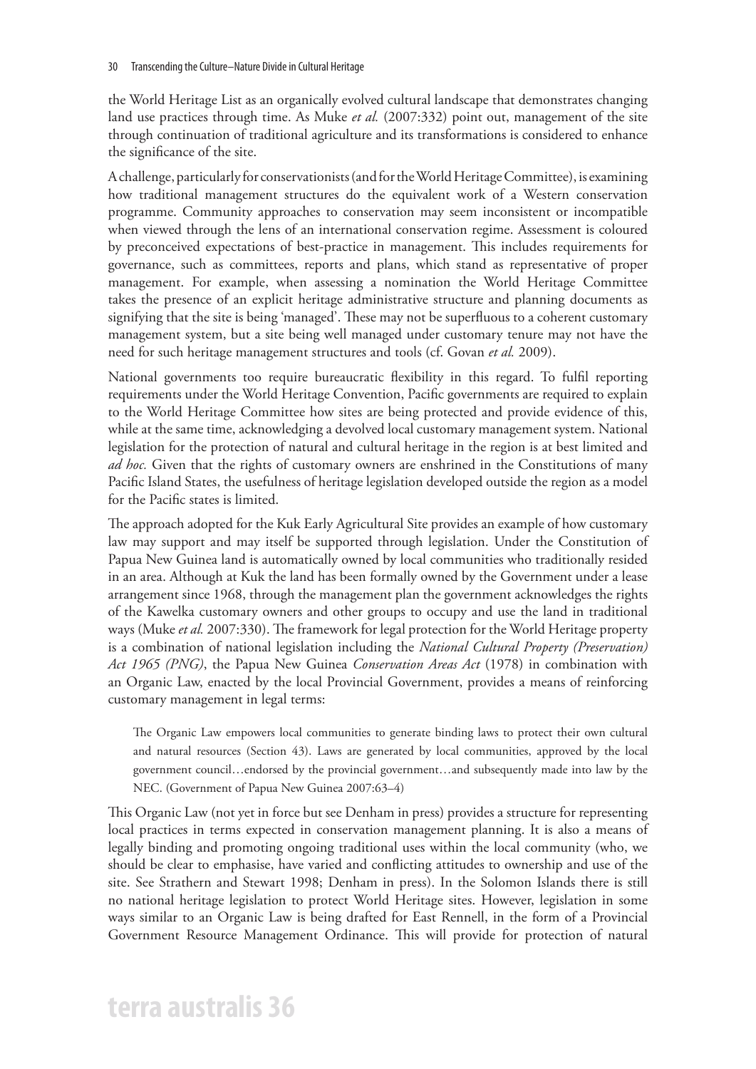the World Heritage List as an organically evolved cultural landscape that demonstrates changing land use practices through time. As Muke *et al.* (2007:332) point out, management of the site through continuation of traditional agriculture and its transformations is considered to enhance the significance of the site.

A challenge, particularly for conservationists (and for the World Heritage Committee), is examining how traditional management structures do the equivalent work of a Western conservation programme. Community approaches to conservation may seem inconsistent or incompatible when viewed through the lens of an international conservation regime. Assessment is coloured by preconceived expectations of best-practice in management. This includes requirements for governance, such as committees, reports and plans, which stand as representative of proper management. For example, when assessing a nomination the World Heritage Committee takes the presence of an explicit heritage administrative structure and planning documents as signifying that the site is being 'managed'. These may not be superfluous to a coherent customary management system, but a site being well managed under customary tenure may not have the need for such heritage management structures and tools (cf. Govan *et al.* 2009).

National governments too require bureaucratic flexibility in this regard. To fulfil reporting requirements under the World Heritage Convention, Pacific governments are required to explain to the World Heritage Committee how sites are being protected and provide evidence of this, while at the same time, acknowledging a devolved local customary management system. National legislation for the protection of natural and cultural heritage in the region is at best limited and *ad hoc.* Given that the rights of customary owners are enshrined in the Constitutions of many Pacific Island States, the usefulness of heritage legislation developed outside the region as a model for the Pacific states is limited.

The approach adopted for the Kuk Early Agricultural Site provides an example of how customary law may support and may itself be supported through legislation. Under the Constitution of Papua New Guinea land is automatically owned by local communities who traditionally resided in an area. Although at Kuk the land has been formally owned by the Government under a lease arrangement since 1968, through the management plan the government acknowledges the rights of the Kawelka customary owners and other groups to occupy and use the land in traditional ways (Muke *et al.* 2007:330). The framework for legal protection for the World Heritage property is a combination of national legislation including the *National Cultural Property (Preservation) Act 1965 (PNG)*, the Papua New Guinea *Conservation Areas Act* (1978) in combination with an Organic Law, enacted by the local Provincial Government, provides a means of reinforcing customary management in legal terms:

> The Organic Law empowers local communities to generate binding laws to protect their own cultural and natural resources (Section 43). Laws are generated by local communities, approved by the local government council…endorsed by the provincial government…and subsequently made into law by the NEC. (Government of Papua New Guinea 2007:63–4)

This Organic Law (not yet in force but see Denham in press) provides a structure for representing local practices in terms expected in conservation management planning. It is also a means of legally binding and promoting ongoing traditional uses within the local community (who, we should be clear to emphasise, have varied and conflicting attitudes to ownership and use of the site. See Strathern and Stewart 1998; Denham in press). In the Solomon Islands there is still no national heritage legislation to protect World Heritage sites. However, legislation in some ways similar to an Organic Law is being drafted for East Rennell, in the form of a Provincial Government Resource Management Ordinance. This will provide for protection of natural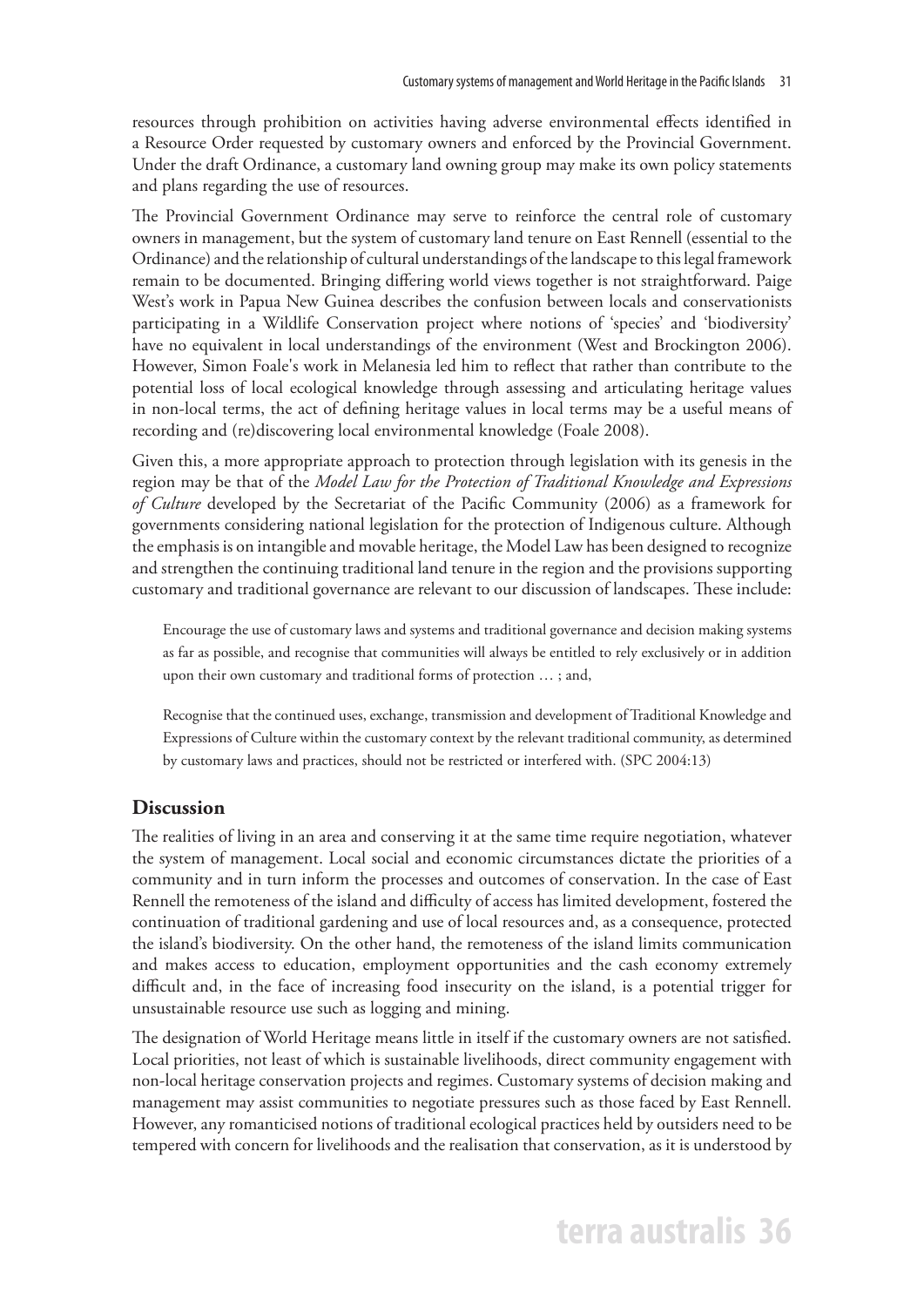resources through prohibition on activities having adverse environmental effects identified in a Resource Order requested by customary owners and enforced by the Provincial Government. Under the draft Ordinance, a customary land owning group may make its own policy statements and plans regarding the use of resources.

The Provincial Government Ordinance may serve to reinforce the central role of customary owners in management, but the system of customary land tenure on East Rennell (essential to the Ordinance) and the relationship of cultural understandings of the landscape to this legal framework remain to be documented. Bringing differing world views together is not straightforward. Paige West's work in Papua New Guinea describes the confusion between locals and conservationists participating in a Wildlife Conservation project where notions of 'species' and 'biodiversity' have no equivalent in local understandings of the environment (West and Brockington 2006). However, Simon Foale's work in Melanesia led him to reflect that rather than contribute to the potential loss of local ecological knowledge through assessing and articulating heritage values in non-local terms, the act of defining heritage values in local terms may be a useful means of recording and (re)discovering local environmental knowledge (Foale 2008).

Given this, a more appropriate approach to protection through legislation with its genesis in the region may be that of the *Model Law for the Protection of Traditional Knowledge and Expressions of Culture* developed by the Secretariat of the Pacific Community (2006) as a framework for governments considering national legislation for the protection of Indigenous culture. Although the emphasis is on intangible and movable heritage, the Model Law has been designed to recognize and strengthen the continuing traditional land tenure in the region and the provisions supporting customary and traditional governance are relevant to our discussion of landscapes. These include:

> Encourage the use of customary laws and systems and traditional governance and decision making systems as far as possible, and recognise that communities will always be entitled to rely exclusively or in addition upon their own customary and traditional forms of protection … ; and,
>
> Recognise that the continued uses, exchange, transmission and development of Traditional Knowledge and Expressions of Culture within the customary context by the relevant traditional community, as determined by customary laws and practices, should not be restricted or interfered with. (SPC 2004:13)

## Discussion

The realities of living in an area and conserving it at the same time require negotiation, whatever the system of management. Local social and economic circumstances dictate the priorities of a community and in turn inform the processes and outcomes of conservation. In the case of East Rennell the remoteness of the island and difficulty of access has limited development, fostered the continuation of traditional gardening and use of local resources and, as a consequence, protected the island's biodiversity. On the other hand, the remoteness of the island limits communication and makes access to education, employment opportunities and the cash economy extremely difficult and, in the face of increasing food insecurity on the island, is a potential trigger for unsustainable resource use such as logging and mining.

The designation of World Heritage means little in itself if the customary owners are not satisfied. Local priorities, not least of which is sustainable livelihoods, direct community engagement with non-local heritage conservation projects and regimes. Customary systems of decision making and management may assist communities to negotiate pressures such as those faced by East Rennell. However, any romanticised notions of traditional ecological practices held by outsiders need to be tempered with concern for livelihoods and the realisation that conservation, as it is understood by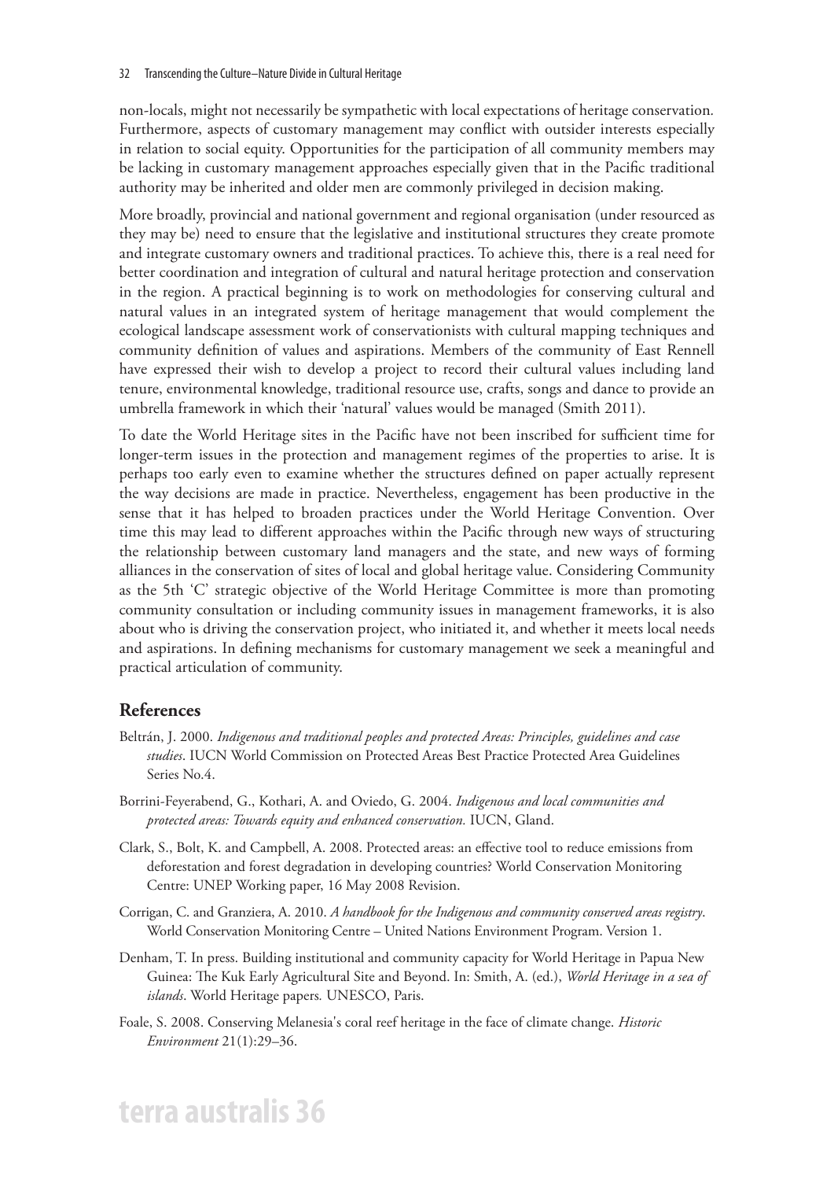non-locals, might not necessarily be sympathetic with local expectations of heritage conservation. Furthermore, aspects of customary management may conflict with outsider interests especially in relation to social equity. Opportunities for the participation of all community members may be lacking in customary management approaches especially given that in the Pacific traditional authority may be inherited and older men are commonly privileged in decision making.

More broadly, provincial and national government and regional organisation (under resourced as they may be) need to ensure that the legislative and institutional structures they create promote and integrate customary owners and traditional practices. To achieve this, there is a real need for better coordination and integration of cultural and natural heritage protection and conservation in the region. A practical beginning is to work on methodologies for conserving cultural and natural values in an integrated system of heritage management that would complement the ecological landscape assessment work of conservationists with cultural mapping techniques and community definition of values and aspirations. Members of the community of East Rennell have expressed their wish to develop a project to record their cultural values including land tenure, environmental knowledge, traditional resource use, crafts, songs and dance to provide an umbrella framework in which their 'natural' values would be managed (Smith 2011).

To date the World Heritage sites in the Pacific have not been inscribed for sufficient time for longer-term issues in the protection and management regimes of the properties to arise. It is perhaps too early even to examine whether the structures defined on paper actually represent the way decisions are made in practice. Nevertheless, engagement has been productive in the sense that it has helped to broaden practices under the World Heritage Convention. Over time this may lead to different approaches within the Pacific through new ways of structuring the relationship between customary land managers and the state, and new ways of forming alliances in the conservation of sites of local and global heritage value. Considering Community as the 5th 'C' strategic objective of the World Heritage Committee is more than promoting community consultation or including community issues in management frameworks, it is also about who is driving the conservation project, who initiated it, and whether it meets local needs and aspirations. In defining mechanisms for customary management we seek a meaningful and practical articulation of community.

## References

Beltrán, J. 2000. *Indigenous and traditional peoples and protected Areas: Principles, guidelines and case studies*. IUCN World Commission on Protected Areas Best Practice Protected Area Guidelines Series No.4.

Borrini-Feyerabend, G., Kothari, A. and Oviedo, G. 2004. *Indigenous and local communities and protected areas: Towards equity and enhanced conservation.* IUCN, Gland.

Clark, S., Bolt, K. and Campbell, A. 2008. Protected areas: an effective tool to reduce emissions from deforestation and forest degradation in developing countries? World Conservation Monitoring Centre: UNEP Working paper, 16 May 2008 Revision.

Corrigan, C. and Granziera, A. 2010. *A handbook for the Indigenous and community conserved areas registry*. World Conservation Monitoring Centre – United Nations Environment Program. Version 1.

Denham, T. In press. Building institutional and community capacity for World Heritage in Papua New Guinea: The Kuk Early Agricultural Site and Beyond. In: Smith, A. (ed.), *World Heritage in a sea of islands*. World Heritage papers. UNESCO, Paris.

Foale, S. 2008. Conserving Melanesia's coral reef heritage in the face of climate change. *Historic Environment* 21(1):29–36.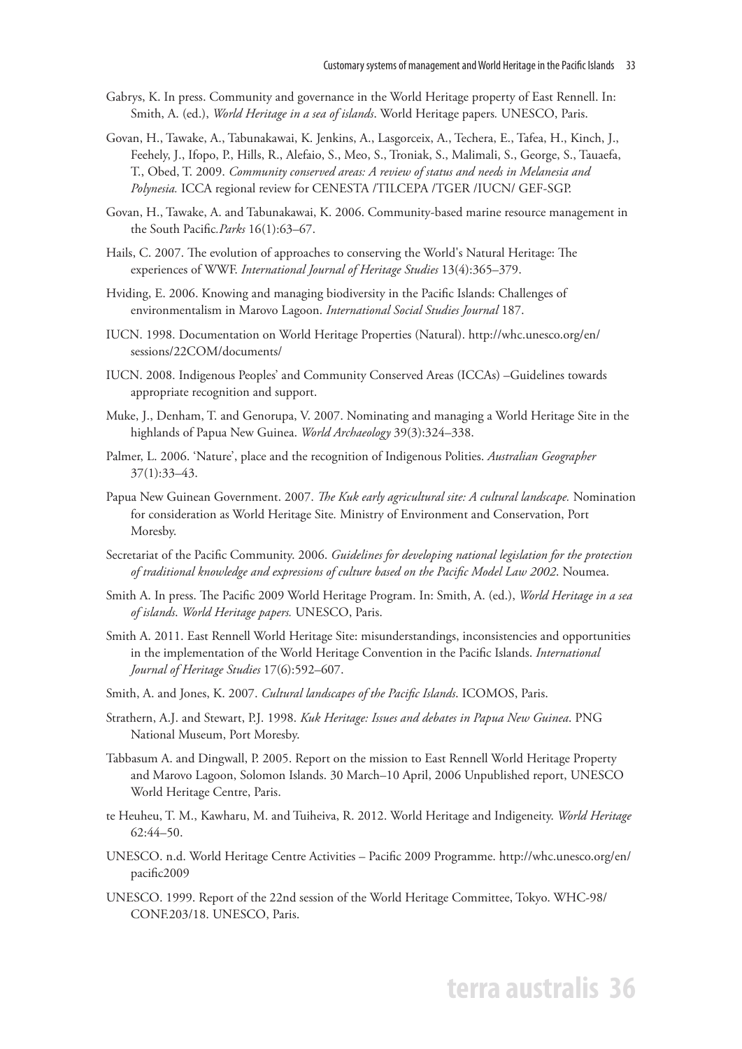Gabrys, K. In press. Community and governance in the World Heritage property of East Rennell. In: Smith, A. (ed.), *World Heritage in a sea of islands*. World Heritage papers. UNESCO, Paris.

Govan, H., Tawake, A., Tabunakawai, K. Jenkins, A., Lasgorceix, A., Techera, E., Tafea, H., Kinch, J., Feehely, J., Ifopo, P., Hills, R., Alefaio, S., Meo, S., Troniak, S., Malimali, S., George, S., Tauaefa, T., Obed, T. 2009. *Community conserved areas: A review of status and needs in Melanesia and Polynesia.* ICCA regional review for CENESTA /TILCEPA /TGER /IUCN/ GEF-SGP.

Govan, H., Tawake, A. and Tabunakawai, K. 2006. Community-based marine resource management in the South Pacific.*Parks* 16(1):63–67.

Hails, C. 2007. The evolution of approaches to conserving the World's Natural Heritage: The experiences of WWF. *International Journal of Heritage Studies* 13(4):365–379.

Hviding, E. 2006. Knowing and managing biodiversity in the Pacific Islands: Challenges of environmentalism in Marovo Lagoon. *International Social Studies Journal* 187.

IUCN. 1998. Documentation on World Heritage Properties (Natural). http://whc.unesco.org/en/sessions/22COM/documents/

IUCN. 2008. Indigenous Peoples' and Community Conserved Areas (ICCAs) –Guidelines towards appropriate recognition and support.

Muke, J., Denham, T. and Genorupa, V. 2007. Nominating and managing a World Heritage Site in the highlands of Papua New Guinea. *World Archaeology* 39(3):324–338.

Palmer, L. 2006. 'Nature', place and the recognition of Indigenous Polities. *Australian Geographer* 37(1):33–43.

Papua New Guinean Government. 2007. *The Kuk early agricultural site: A cultural landscape.* Nomination for consideration as World Heritage Site. Ministry of Environment and Conservation, Port Moresby.

Secretariat of the Pacific Community. 2006. *Guidelines for developing national legislation for the protection of traditional knowledge and expressions of culture based on the Pacific Model Law 2002*. Noumea.

Smith A. In press. The Pacific 2009 World Heritage Program. In: Smith, A. (ed.), *World Heritage in a sea of islands. World Heritage papers.* UNESCO, Paris.

Smith A. 2011. East Rennell World Heritage Site: misunderstandings, inconsistencies and opportunities in the implementation of the World Heritage Convention in the Pacific Islands. *International Journal of Heritage Studies* 17(6):592–607.

Smith, A. and Jones, K. 2007. *Cultural landscapes of the Pacific Islands*. ICOMOS, Paris.

Strathern, A.J. and Stewart, P.J. 1998. *Kuk Heritage: Issues and debates in Papua New Guinea*. PNG National Museum, Port Moresby.

Tabbasum A. and Dingwall, P. 2005. Report on the mission to East Rennell World Heritage Property and Marovo Lagoon, Solomon Islands. 30 March–10 April, 2006 Unpublished report, UNESCO World Heritage Centre, Paris.

te Heuheu, T. M., Kawharu, M. and Tuiheiva, R. 2012. World Heritage and Indigeneity. *World Heritage* 62:44–50.

UNESCO. n.d. World Heritage Centre Activities – Pacific 2009 Programme. http://whc.unesco.org/en/pacific2009

UNESCO. 1999. Report of the 22nd session of the World Heritage Committee, Tokyo. WHC-98/CONF.203/18. UNESCO, Paris.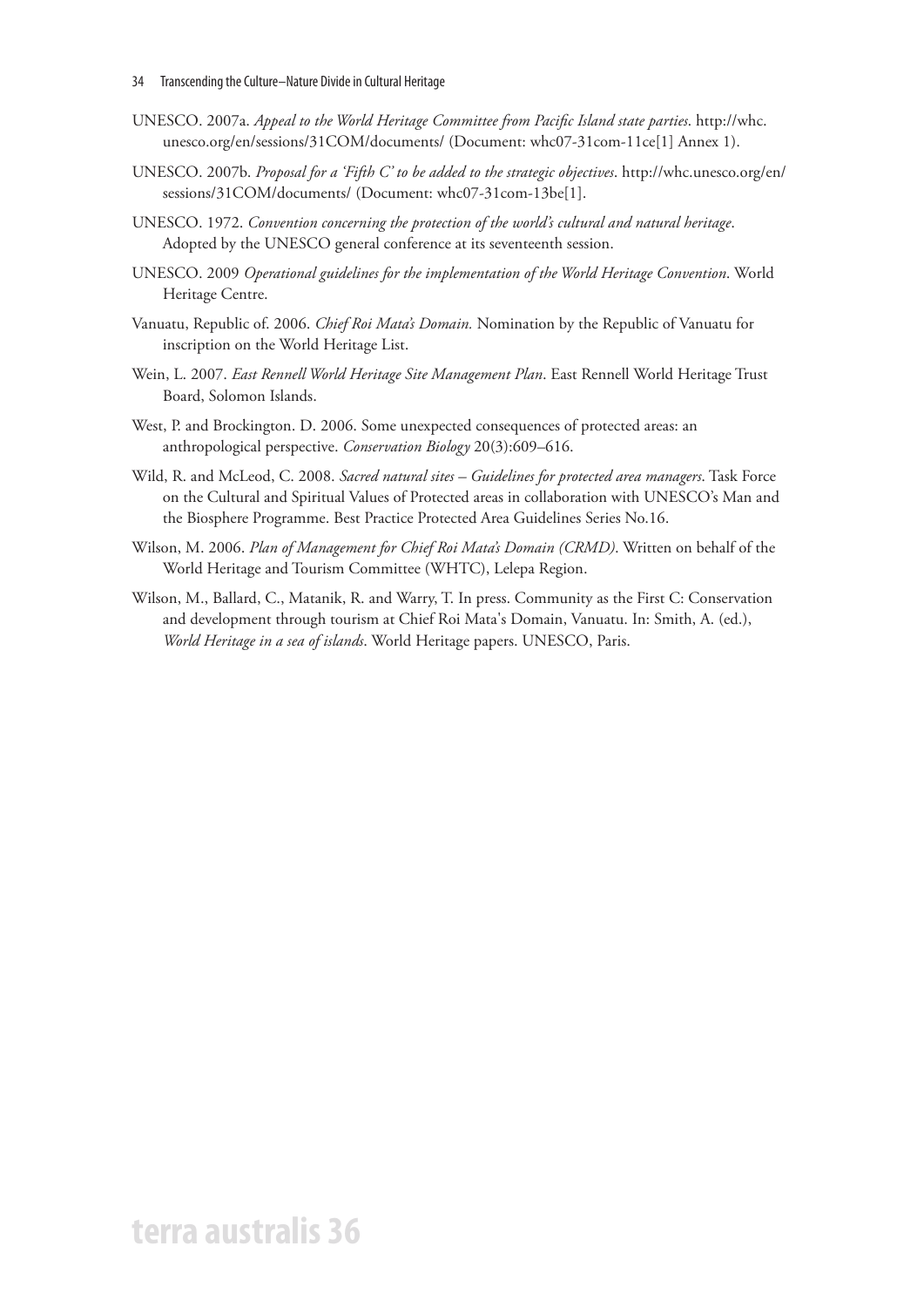UNESCO. 2007a. *Appeal to the World Heritage Committee from Pacific Island state parties*. http://whc.unesco.org/en/sessions/31COM/documents/ (Document: whc07-31com-11ce[1] Annex 1).

UNESCO. 2007b. *Proposal for a 'Fifth C' to be added to the strategic objectives*. http://whc.unesco.org/en/sessions/31COM/documents/ (Document: whc07-31com-13be[1].

UNESCO. 1972. *Convention concerning the protection of the world's cultural and natural heritage*. Adopted by the UNESCO general conference at its seventeenth session.

UNESCO. 2009 *Operational guidelines for the implementation of the World Heritage Convention*. World Heritage Centre.

Vanuatu, Republic of. 2006. *Chief Roi Mata's Domain.* Nomination by the Republic of Vanuatu for inscription on the World Heritage List.

Wein, L. 2007. *East Rennell World Heritage Site Management Plan*. East Rennell World Heritage Trust Board, Solomon Islands.

West, P. and Brockington. D. 2006. Some unexpected consequences of protected areas: an anthropological perspective. *Conservation Biology* 20(3):609–616.

Wild, R. and McLeod, C. 2008. *Sacred natural sites – Guidelines for protected area managers*. Task Force on the Cultural and Spiritual Values of Protected areas in collaboration with UNESCO's Man and the Biosphere Programme. Best Practice Protected Area Guidelines Series No.16.

Wilson, M. 2006. *Plan of Management for Chief Roi Mata's Domain (CRMD)*. Written on behalf of the World Heritage and Tourism Committee (WHTC), Lelepa Region.

Wilson, M., Ballard, C., Matanik, R. and Warry, T. In press. Community as the First C: Conservation and development through tourism at Chief Roi Mata's Domain, Vanuatu. In: Smith, A. (ed.), *World Heritage in a sea of islands*. World Heritage papers. UNESCO, Paris.